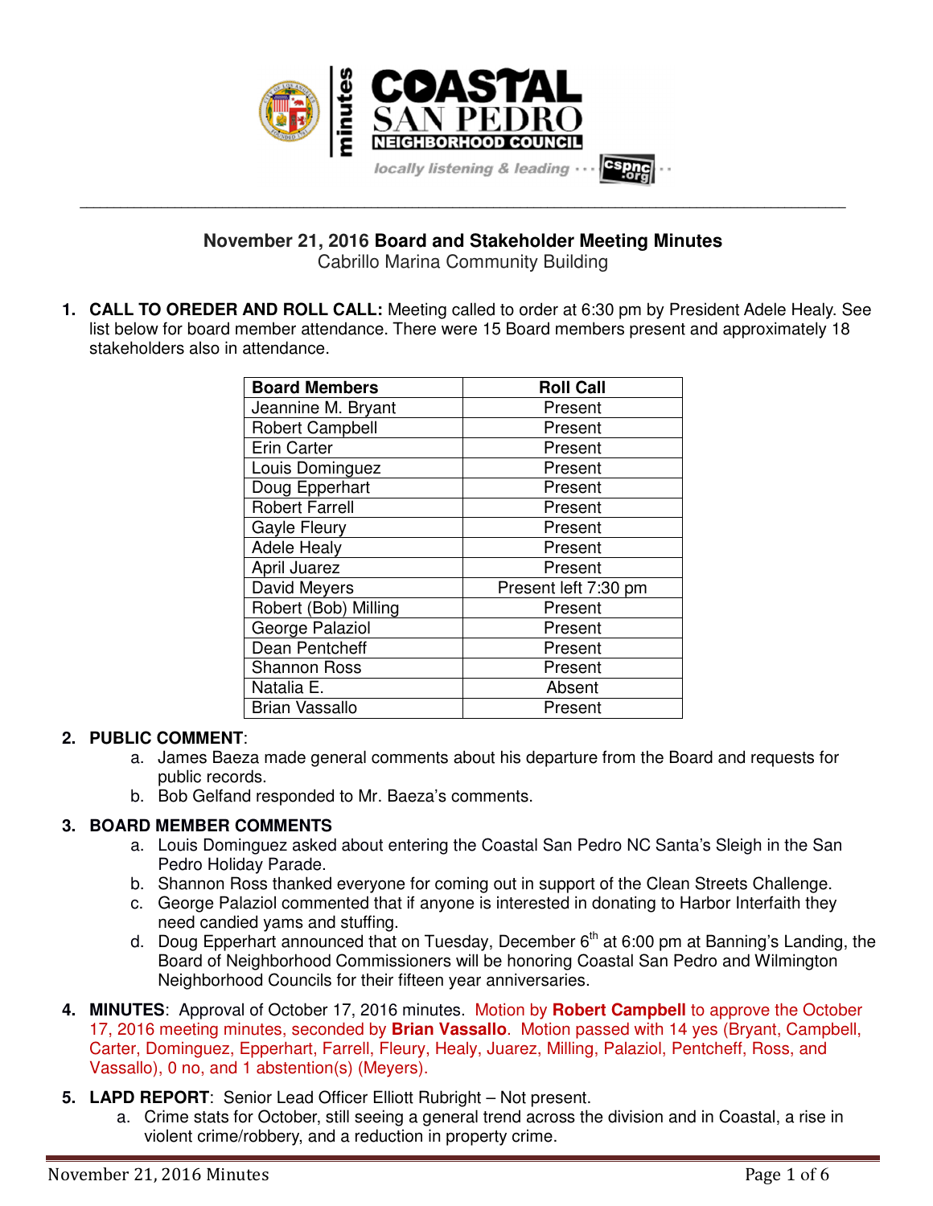# COASTAL SAN PEDRO NEIGHBORHOOD COUNCIL

minutes

locally listening & leading ··· cspnc.org

## November 21, 2016 Board and Stakeholder Meeting Minutes

Cabrillo Marina Community Building

1. **CALL TO OREDER AND ROLL CALL:** Meeting called to order at 6:30 pm by President Adele Healy. See list below for board member attendance. There were 15 Board members present and approximately 18 stakeholders also in attendance.

| Board Members | Roll Call |
|---|---|
| Jeannine M. Bryant | Present |
| Robert Campbell | Present |
| Erin Carter | Present |
| Louis Dominguez | Present |
| Doug Epperhart | Present |
| Robert Farrell | Present |
| Gayle Fleury | Present |
| Adele Healy | Present |
| April Juarez | Present |
| David Meyers | Present left 7:30 pm |
| Robert (Bob) Milling | Present |
| George Palaziol | Present |
| Dean Pentcheff | Present |
| Shannon Ross | Present |
| Natalia E. | Absent |
| Brian Vassallo | Present |

2. **PUBLIC COMMENT**:
   a. James Baeza made general comments about his departure from the Board and requests for public records.
   b. Bob Gelfand responded to Mr. Baeza's comments.

3. **BOARD MEMBER COMMENTS**
   a. Louis Dominguez asked about entering the Coastal San Pedro NC Santa's Sleigh in the San Pedro Holiday Parade.
   b. Shannon Ross thanked everyone for coming out in support of the Clean Streets Challenge.
   c. George Palaziol commented that if anyone is interested in donating to Harbor Interfaith they need candied yams and stuffing.
   d. Doug Epperhart announced that on Tuesday, December 6th at 6:00 pm at Banning's Landing, the Board of Neighborhood Commissioners will be honoring Coastal San Pedro and Wilmington Neighborhood Councils for their fifteen year anniversaries.

4. **MINUTES**: Approval of October 17, 2016 minutes. Motion by **Robert Campbell** to approve the October 17, 2016 meeting minutes, seconded by **Brian Vassallo**. Motion passed with 14 yes (Bryant, Campbell, Carter, Dominguez, Epperhart, Farrell, Fleury, Healy, Juarez, Milling, Palaziol, Pentcheff, Ross, and Vassallo), 0 no, and 1 abstention(s) (Meyers).

5. **LAPD REPORT**: Senior Lead Officer Elliott Rubright – Not present.
   a. Crime stats for October, still seeing a general trend across the division and in Coastal, a rise in violent crime/robbery, and a reduction in property crime.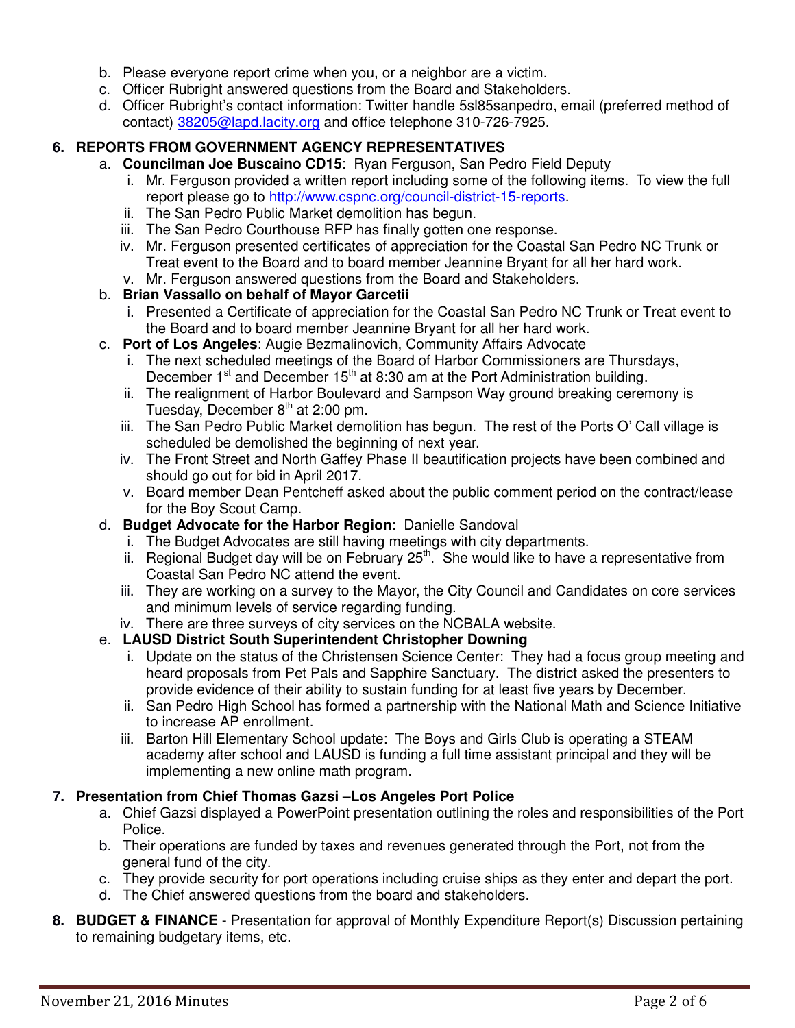b. Please everyone report crime when you, or a neighbor are a victim.
c. Officer Rubright answered questions from the Board and Stakeholders.
d. Officer Rubright's contact information: Twitter handle 5sl85sanpedro, email (preferred method of contact) 38205@lapd.lacity.org and office telephone 310-726-7925.

**6. REPORTS FROM GOVERNMENT AGENCY REPRESENTATIVES**

a. **Councilman Joe Buscaino CD15**: Ryan Ferguson, San Pedro Field Deputy
   i. Mr. Ferguson provided a written report including some of the following items. To view the full report please go to http://www.cspnc.org/council-district-15-reports.
   ii. The San Pedro Public Market demolition has begun.
   iii. The San Pedro Courthouse RFP has finally gotten one response.
   iv. Mr. Ferguson presented certificates of appreciation for the Coastal San Pedro NC Trunk or Treat event to the Board and to board member Jeannine Bryant for all her hard work.
   v. Mr. Ferguson answered questions from the Board and Stakeholders.

b. **Brian Vassallo on behalf of Mayor Garcetii**
   i. Presented a Certificate of appreciation for the Coastal San Pedro NC Trunk or Treat event to the Board and to board member Jeannine Bryant for all her hard work.

c. **Port of Los Angeles**: Augie Bezmalinovich, Community Affairs Advocate
   i. The next scheduled meetings of the Board of Harbor Commissioners are Thursdays, December 1st and December 15th at 8:30 am at the Port Administration building.
   ii. The realignment of Harbor Boulevard and Sampson Way ground breaking ceremony is Tuesday, December 8th at 2:00 pm.
   iii. The San Pedro Public Market demolition has begun. The rest of the Ports O' Call village is scheduled be demolished the beginning of next year.
   iv. The Front Street and North Gaffey Phase II beautification projects have been combined and should go out for bid in April 2017.
   v. Board member Dean Pentcheff asked about the public comment period on the contract/lease for the Boy Scout Camp.

d. **Budget Advocate for the Harbor Region**: Danielle Sandoval
   i. The Budget Advocates are still having meetings with city departments.
   ii. Regional Budget day will be on February 25th. She would like to have a representative from Coastal San Pedro NC attend the event.
   iii. They are working on a survey to the Mayor, the City Council and Candidates on core services and minimum levels of service regarding funding.
   iv. There are three surveys of city services on the NCBALA website.

e. **LAUSD District South Superintendent Christopher Downing**
   i. Update on the status of the Christensen Science Center: They had a focus group meeting and heard proposals from Pet Pals and Sapphire Sanctuary. The district asked the presenters to provide evidence of their ability to sustain funding for at least five years by December.
   ii. San Pedro High School has formed a partnership with the National Math and Science Initiative to increase AP enrollment.
   iii. Barton Hill Elementary School update: The Boys and Girls Club is operating a STEAM academy after school and LAUSD is funding a full time assistant principal and they will be implementing a new online math program.

**7. Presentation from Chief Thomas Gazsi –Los Angeles Port Police**

a. Chief Gazsi displayed a PowerPoint presentation outlining the roles and responsibilities of the Port Police.
b. Their operations are funded by taxes and revenues generated through the Port, not from the general fund of the city.
c. They provide security for port operations including cruise ships as they enter and depart the port.
d. The Chief answered questions from the board and stakeholders.

**8. BUDGET & FINANCE** - Presentation for approval of Monthly Expenditure Report(s) Discussion pertaining to remaining budgetary items, etc.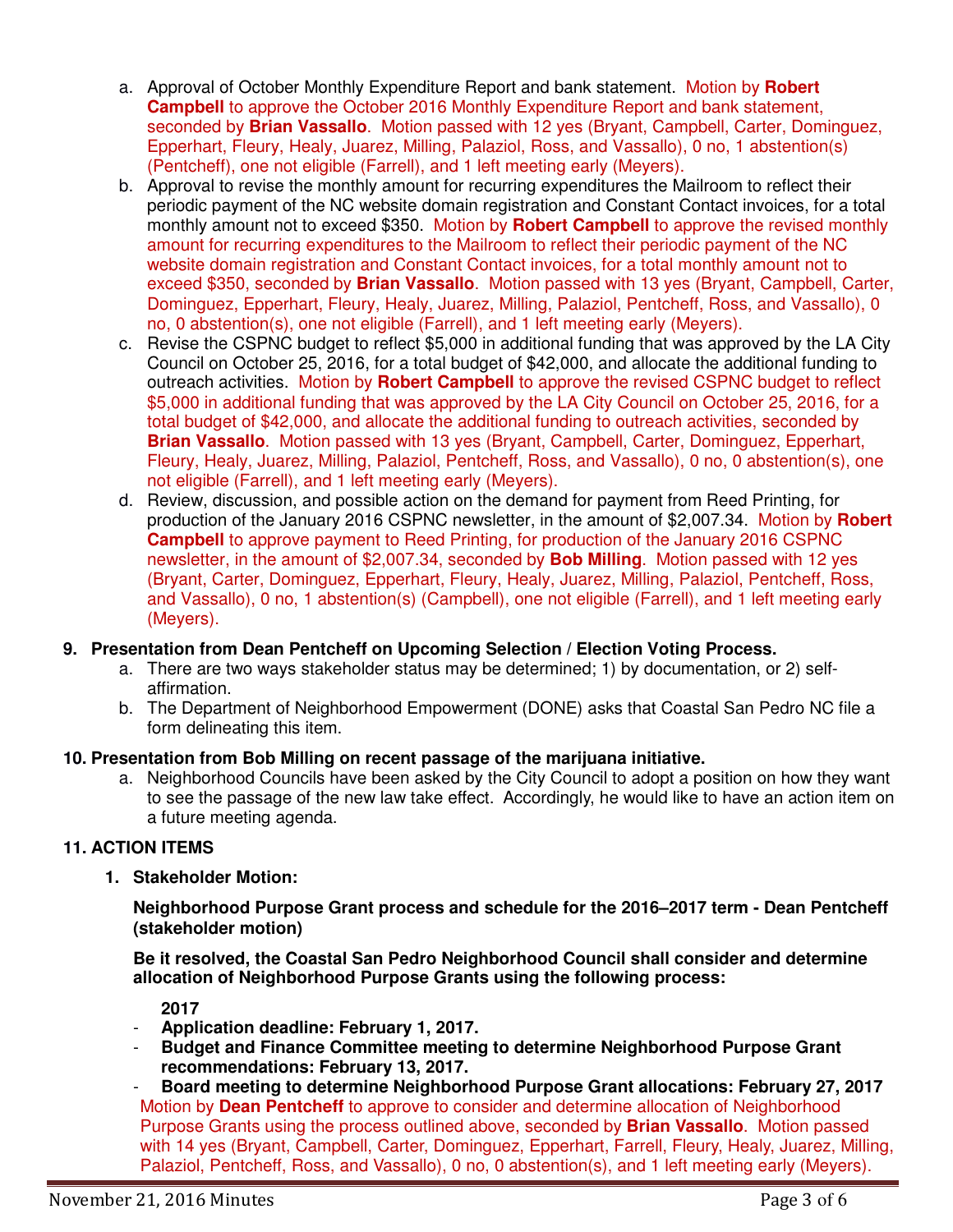a. Approval of October Monthly Expenditure Report and bank statement. Motion by **Robert Campbell** to approve the October 2016 Monthly Expenditure Report and bank statement, seconded by **Brian Vassallo**. Motion passed with 12 yes (Bryant, Campbell, Carter, Dominguez, Epperhart, Fleury, Healy, Juarez, Milling, Palaziol, Ross, and Vassallo), 0 no, 1 abstention(s) (Pentcheff), one not eligible (Farrell), and 1 left meeting early (Meyers).

b. Approval to revise the monthly amount for recurring expenditures the Mailroom to reflect their periodic payment of the NC website domain registration and Constant Contact invoices, for a total monthly amount not to exceed $350. Motion by **Robert Campbell** to approve the revised monthly amount for recurring expenditures to the Mailroom to reflect their periodic payment of the NC website domain registration and Constant Contact invoices, for a total monthly amount not to exceed $350, seconded by **Brian Vassallo**. Motion passed with 13 yes (Bryant, Campbell, Carter, Dominguez, Epperhart, Fleury, Healy, Juarez, Milling, Palaziol, Pentcheff, Ross, and Vassallo), 0 no, 0 abstention(s), one not eligible (Farrell), and 1 left meeting early (Meyers).

c. Revise the CSPNC budget to reflect $5,000 in additional funding that was approved by the LA City Council on October 25, 2016, for a total budget of $42,000, and allocate the additional funding to outreach activities. Motion by **Robert Campbell** to approve the revised CSPNC budget to reflect $5,000 in additional funding that was approved by the LA City Council on October 25, 2016, for a total budget of $42,000, and allocate the additional funding to outreach activities, seconded by **Brian Vassallo**. Motion passed with 13 yes (Bryant, Campbell, Carter, Dominguez, Epperhart, Fleury, Healy, Juarez, Milling, Palaziol, Pentcheff, Ross, and Vassallo), 0 no, 0 abstention(s), one not eligible (Farrell), and 1 left meeting early (Meyers).

d. Review, discussion, and possible action on the demand for payment from Reed Printing, for production of the January 2016 CSPNC newsletter, in the amount of $2,007.34. Motion by **Robert Campbell** to approve payment to Reed Printing, for production of the January 2016 CSPNC newsletter, in the amount of $2,007.34, seconded by **Bob Milling**. Motion passed with 12 yes (Bryant, Carter, Dominguez, Epperhart, Fleury, Healy, Juarez, Milling, Palaziol, Pentcheff, Ross, and Vassallo), 0 no, 1 abstention(s) (Campbell), one not eligible (Farrell), and 1 left meeting early (Meyers).

**9. Presentation from Dean Pentcheff on Upcoming Selection / Election Voting Process.**

a. There are two ways stakeholder status may be determined; 1) by documentation, or 2) self-affirmation.

b. The Department of Neighborhood Empowerment (DONE) asks that Coastal San Pedro NC file a form delineating this item.

**10. Presentation from Bob Milling on recent passage of the marijuana initiative.**

a. Neighborhood Councils have been asked by the City Council to adopt a position on how they want to see the passage of the new law take effect. Accordingly, he would like to have an action item on a future meeting agenda.

**11. ACTION ITEMS**

**1. Stakeholder Motion:**

**Neighborhood Purpose Grant process and schedule for the 2016–2017 term - Dean Pentcheff (stakeholder motion)**

**Be it resolved, the Coastal San Pedro Neighborhood Council shall consider and determine allocation of Neighborhood Purpose Grants using the following process:**

**2017**

- **Application deadline: February 1, 2017.**
- **Budget and Finance Committee meeting to determine Neighborhood Purpose Grant recommendations: February 13, 2017.**
- **Board meeting to determine Neighborhood Purpose Grant allocations: February 27, 2017**

Motion by **Dean Pentcheff** to approve to consider and determine allocation of Neighborhood Purpose Grants using the process outlined above, seconded by **Brian Vassallo**. Motion passed with 14 yes (Bryant, Campbell, Carter, Dominguez, Epperhart, Farrell, Fleury, Healy, Juarez, Milling, Palaziol, Pentcheff, Ross, and Vassallo), 0 no, 0 abstention(s), and 1 left meeting early (Meyers).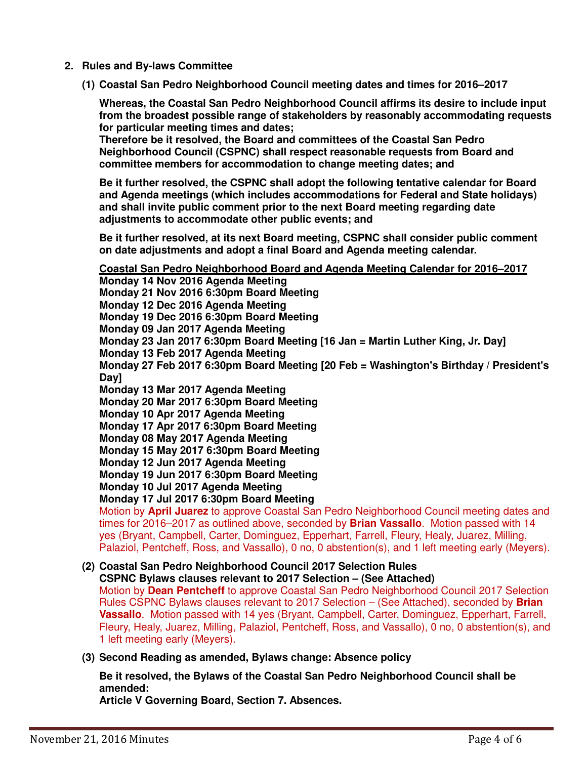2. **Rules and By-laws Committee**

   **(1) Coastal San Pedro Neighborhood Council meeting dates and times for 2016–2017**

   **Whereas, the Coastal San Pedro Neighborhood Council affirms its desire to include input from the broadest possible range of stakeholders by reasonably accommodating requests for particular meeting times and dates;**
   **Therefore be it resolved, the Board and committees of the Coastal San Pedro Neighborhood Council (CSPNC) shall respect reasonable requests from Board and committee members for accommodation to change meeting dates; and**

   **Be it further resolved, the CSPNC shall adopt the following tentative calendar for Board and Agenda meetings (which includes accommodations for Federal and State holidays) and shall invite public comment prior to the next Board meeting regarding date adjustments to accommodate other public events; and**

   **Be it further resolved, at its next Board meeting, CSPNC shall consider public comment on date adjustments and adopt a final Board and Agenda meeting calendar.**

   **<u>Coastal San Pedro Neighborhood Board and Agenda Meeting Calendar for 2016–2017</u>**
   **Monday 14 Nov 2016 Agenda Meeting**
   **Monday 21 Nov 2016 6:30pm Board Meeting**
   **Monday 12 Dec 2016 Agenda Meeting**
   **Monday 19 Dec 2016 6:30pm Board Meeting**
   **Monday 09 Jan 2017 Agenda Meeting**
   **Monday 23 Jan 2017 6:30pm Board Meeting [16 Jan = Martin Luther King, Jr. Day]**
   **Monday 13 Feb 2017 Agenda Meeting**
   **Monday 27 Feb 2017 6:30pm Board Meeting [20 Feb = Washington's Birthday / President's Day]**
   **Monday 13 Mar 2017 Agenda Meeting**
   **Monday 20 Mar 2017 6:30pm Board Meeting**
   **Monday 10 Apr 2017 Agenda Meeting**
   **Monday 17 Apr 2017 6:30pm Board Meeting**
   **Monday 08 May 2017 Agenda Meeting**
   **Monday 15 May 2017 6:30pm Board Meeting**
   **Monday 12 Jun 2017 Agenda Meeting**
   **Monday 19 Jun 2017 6:30pm Board Meeting**
   **Monday 10 Jul 2017 Agenda Meeting**
   **Monday 17 Jul 2017 6:30pm Board Meeting**
   Motion by **April Juarez** to approve Coastal San Pedro Neighborhood Council meeting dates and times for 2016–2017 as outlined above, seconded by **Brian Vassallo**. Motion passed with 14 yes (Bryant, Campbell, Carter, Dominguez, Epperhart, Farrell, Fleury, Healy, Juarez, Milling, Palaziol, Pentcheff, Ross, and Vassallo), 0 no, 0 abstention(s), and 1 left meeting early (Meyers).

   **(2) Coastal San Pedro Neighborhood Council 2017 Selection Rules**
   **CSPNC Bylaws clauses relevant to 2017 Selection – (See Attached)**
   Motion by **Dean Pentcheff** to approve Coastal San Pedro Neighborhood Council 2017 Selection Rules CSPNC Bylaws clauses relevant to 2017 Selection – (See Attached), seconded by **Brian Vassallo**. Motion passed with 14 yes (Bryant, Campbell, Carter, Dominguez, Epperhart, Farrell, Fleury, Healy, Juarez, Milling, Palaziol, Pentcheff, Ross, and Vassallo), 0 no, 0 abstention(s), and 1 left meeting early (Meyers).

   **(3) Second Reading as amended, Bylaws change: Absence policy**

   **Be it resolved, the Bylaws of the Coastal San Pedro Neighborhood Council shall be amended:**
   **Article V Governing Board, Section 7. Absences.**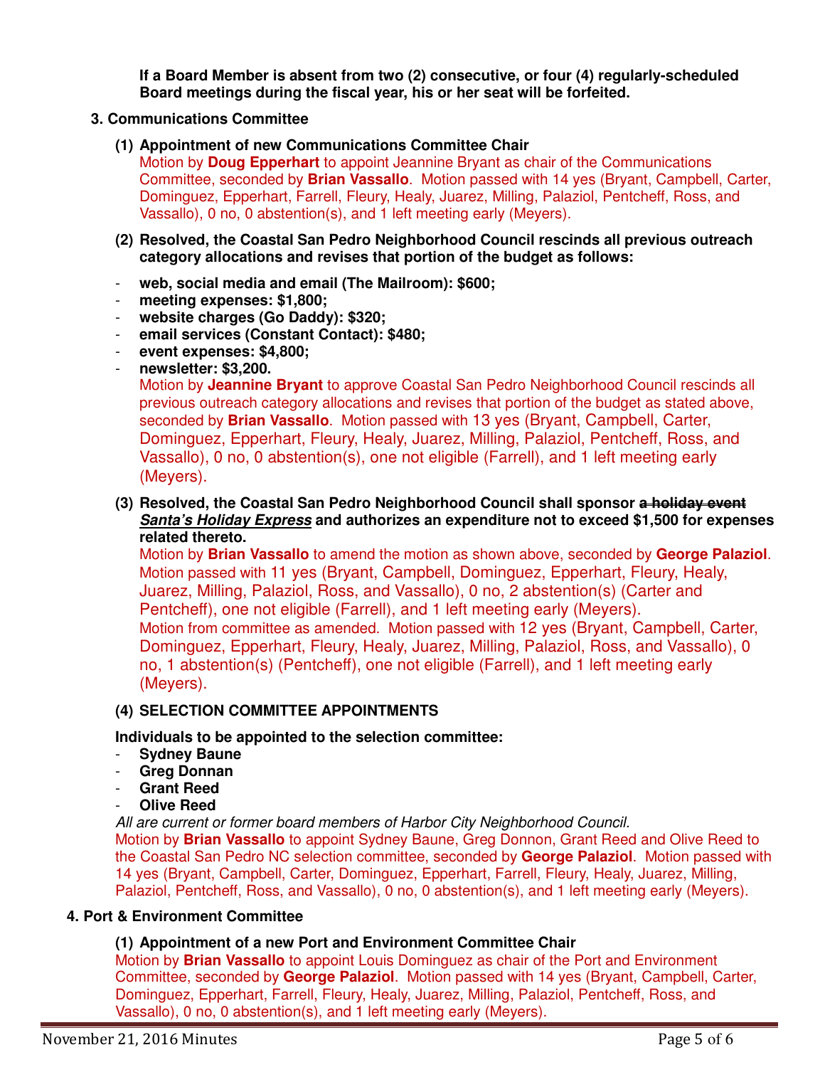**If a Board Member is absent from two (2) consecutive, or four (4) regularly-scheduled Board meetings during the fiscal year, his or her seat will be forfeited.**

**3. Communications Committee**

**(1) Appointment of new Communications Committee Chair**

Motion by **Doug Epperhart** to appoint Jeannine Bryant as chair of the Communications Committee, seconded by **Brian Vassallo**. Motion passed with 14 yes (Bryant, Campbell, Carter, Dominguez, Epperhart, Farrell, Fleury, Healy, Juarez, Milling, Palaziol, Pentcheff, Ross, and Vassallo), 0 no, 0 abstention(s), and 1 left meeting early (Meyers).

**(2) Resolved, the Coastal San Pedro Neighborhood Council rescinds all previous outreach category allocations and revises that portion of the budget as follows:**

- **web, social media and email (The Mailroom): $600;**
- **meeting expenses: $1,800;**
- **website charges (Go Daddy): $320;**
- **email services (Constant Contact): $480;**
- **event expenses: $4,800;**
- **newsletter: $3,200.**

Motion by **Jeannine Bryant** to approve Coastal San Pedro Neighborhood Council rescinds all previous outreach category allocations and revises that portion of the budget as stated above, seconded by **Brian Vassallo**. Motion passed with 13 yes (Bryant, Campbell, Carter, Dominguez, Epperhart, Fleury, Healy, Juarez, Milling, Palaziol, Pentcheff, Ross, and Vassallo), 0 no, 0 abstention(s), one not eligible (Farrell), and 1 left meeting early (Meyers).

**(3) Resolved, the Coastal San Pedro Neighborhood Council shall sponsor ~~a holiday event~~ _**Santa's Holiday Express**_ and authorizes an expenditure not to exceed $1,500 for expenses related thereto.**

Motion by **Brian Vassallo** to amend the motion as shown above, seconded by **George Palaziol**. Motion passed with 11 yes (Bryant, Campbell, Dominguez, Epperhart, Fleury, Healy, Juarez, Milling, Palaziol, Ross, and Vassallo), 0 no, 2 abstention(s) (Carter and Pentcheff), one not eligible (Farrell), and 1 left meeting early (Meyers).

Motion from committee as amended. Motion passed with 12 yes (Bryant, Campbell, Carter, Dominguez, Epperhart, Fleury, Healy, Juarez, Milling, Palaziol, Ross, and Vassallo), 0 no, 1 abstention(s) (Pentcheff), one not eligible (Farrell), and 1 left meeting early (Meyers).

**(4) SELECTION COMMITTEE APPOINTMENTS**

**Individuals to be appointed to the selection committee:**

- **Sydney Baune**
- **Greg Donnan**
- **Grant Reed**
- **Olive Reed**

*All are current or former board members of Harbor City Neighborhood Council.*

Motion by **Brian Vassallo** to appoint Sydney Baune, Greg Donnon, Grant Reed and Olive Reed to the Coastal San Pedro NC selection committee, seconded by **George Palaziol**. Motion passed with 14 yes (Bryant, Campbell, Carter, Dominguez, Epperhart, Farrell, Fleury, Healy, Juarez, Milling, Palaziol, Pentcheff, Ross, and Vassallo), 0 no, 0 abstention(s), and 1 left meeting early (Meyers).

**4. Port & Environment Committee**

**(1) Appointment of a new Port and Environment Committee Chair**

Motion by **Brian Vassallo** to appoint Louis Dominguez as chair of the Port and Environment Committee, seconded by **George Palaziol**. Motion passed with 14 yes (Bryant, Campbell, Carter, Dominguez, Epperhart, Farrell, Fleury, Healy, Juarez, Milling, Palaziol, Pentcheff, Ross, and Vassallo), 0 no, 0 abstention(s), and 1 left meeting early (Meyers).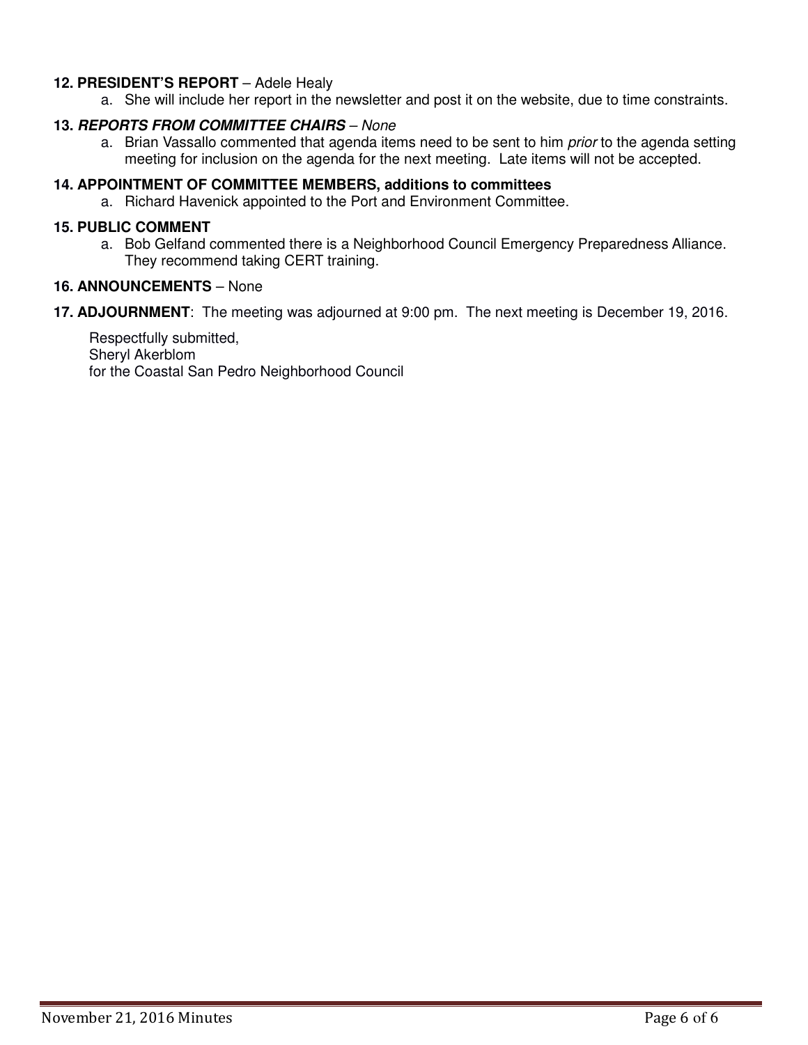**12. PRESIDENT'S REPORT** – Adele Healy

a. She will include her report in the newsletter and post it on the website, due to time constraints.

**13. *REPORTS FROM COMMITTEE CHAIRS*** – *None*

a. Brian Vassallo commented that agenda items need to be sent to him *prior* to the agenda setting meeting for inclusion on the agenda for the next meeting. Late items will not be accepted.

**14. APPOINTMENT OF COMMITTEE MEMBERS, additions to committees**

a. Richard Havenick appointed to the Port and Environment Committee.

**15. PUBLIC COMMENT**

a. Bob Gelfand commented there is a Neighborhood Council Emergency Preparedness Alliance. They recommend taking CERT training.

**16. ANNOUNCEMENTS** – None

**17. ADJOURNMENT**: The meeting was adjourned at 9:00 pm. The next meeting is December 19, 2016.

Respectfully submitted,
Sheryl Akerblom
for the Coastal San Pedro Neighborhood Council